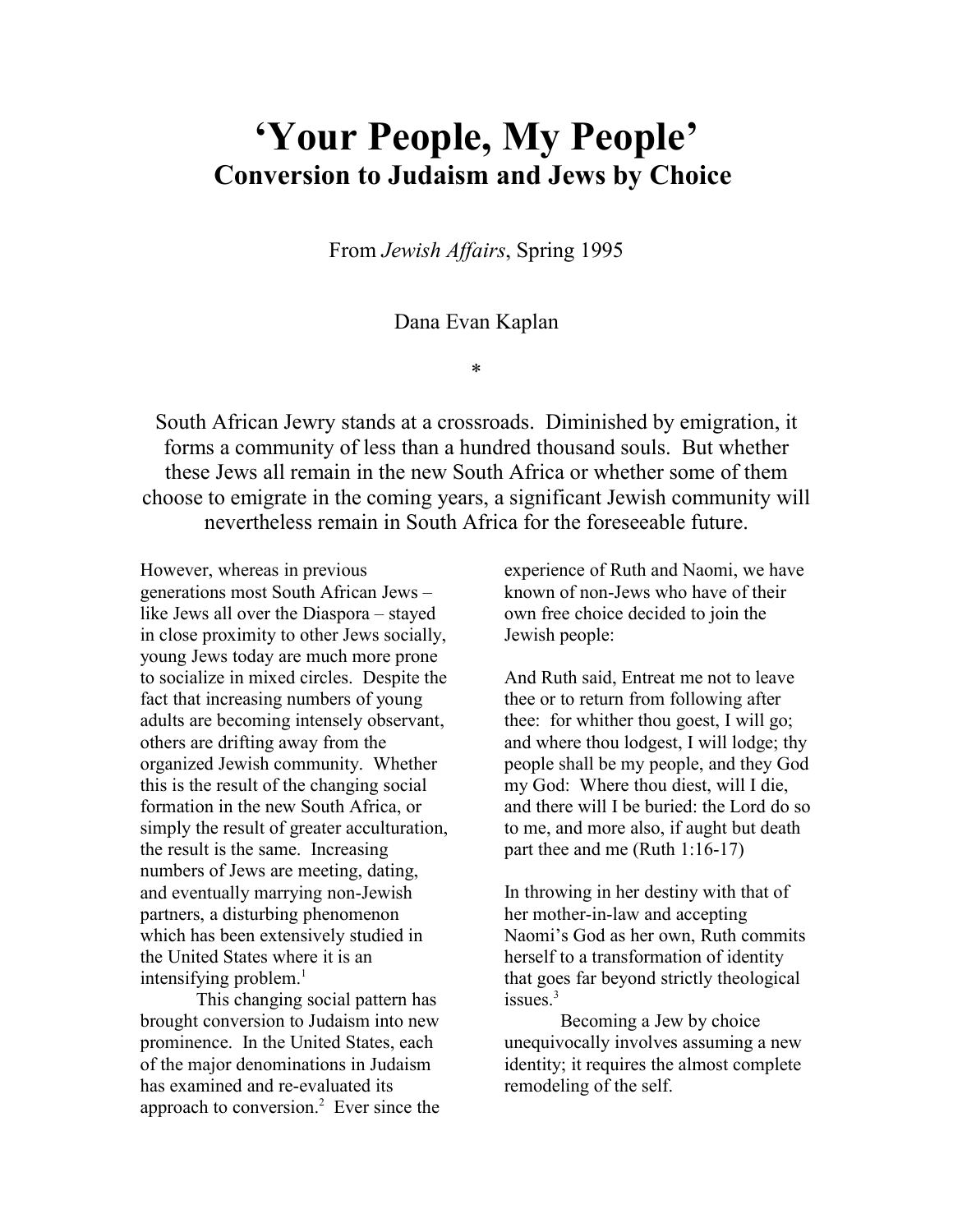# 'Your People, My People'
## Conversion to Judaism and Jews by Choice

From *Jewish Affairs*, Spring 1995

Dana Evan Kaplan

*

South African Jewry stands at a crossroads. Diminished by emigration, it forms a community of less than a hundred thousand souls. But whether these Jews all remain in the new South Africa or whether some of them choose to emigrate in the coming years, a significant Jewish community will nevertheless remain in South Africa for the foreseeable future.

However, whereas in previous generations most South African Jews – like Jews all over the Diaspora – stayed in close proximity to other Jews socially, young Jews today are much more prone to socialize in mixed circles. Despite the fact that increasing numbers of young adults are becoming intensely observant, others are drifting away from the organized Jewish community. Whether this is the result of the changing social formation in the new South Africa, or simply the result of greater acculturation, the result is the same. Increasing numbers of Jews are meeting, dating, and eventually marrying non-Jewish partners, a disturbing phenomenon which has been extensively studied in the United States where it is an intensifying problem.[1]

This changing social pattern has brought conversion to Judaism into new prominence. In the United States, each of the major denominations in Judaism has examined and re-evaluated its approach to conversion.[2] Ever since the experience of Ruth and Naomi, we have known of non-Jews who have of their own free choice decided to join the Jewish people:

And Ruth said, Entreat me not to leave thee or to return from following after thee: for whither thou goest, I will go; and where thou lodgest, I will lodge; thy people shall be my people, and they God my God: Where thou diest, will I die, and there will I be buried: the Lord do so to me, and more also, if aught but death part thee and me (Ruth 1:16-17)

In throwing in her destiny with that of her mother-in-law and accepting Naomi's God as her own, Ruth commits herself to a transformation of identity that goes far beyond strictly theological issues.[3]

Becoming a Jew by choice unequivocally involves assuming a new identity; it requires the almost complete remodeling of the self.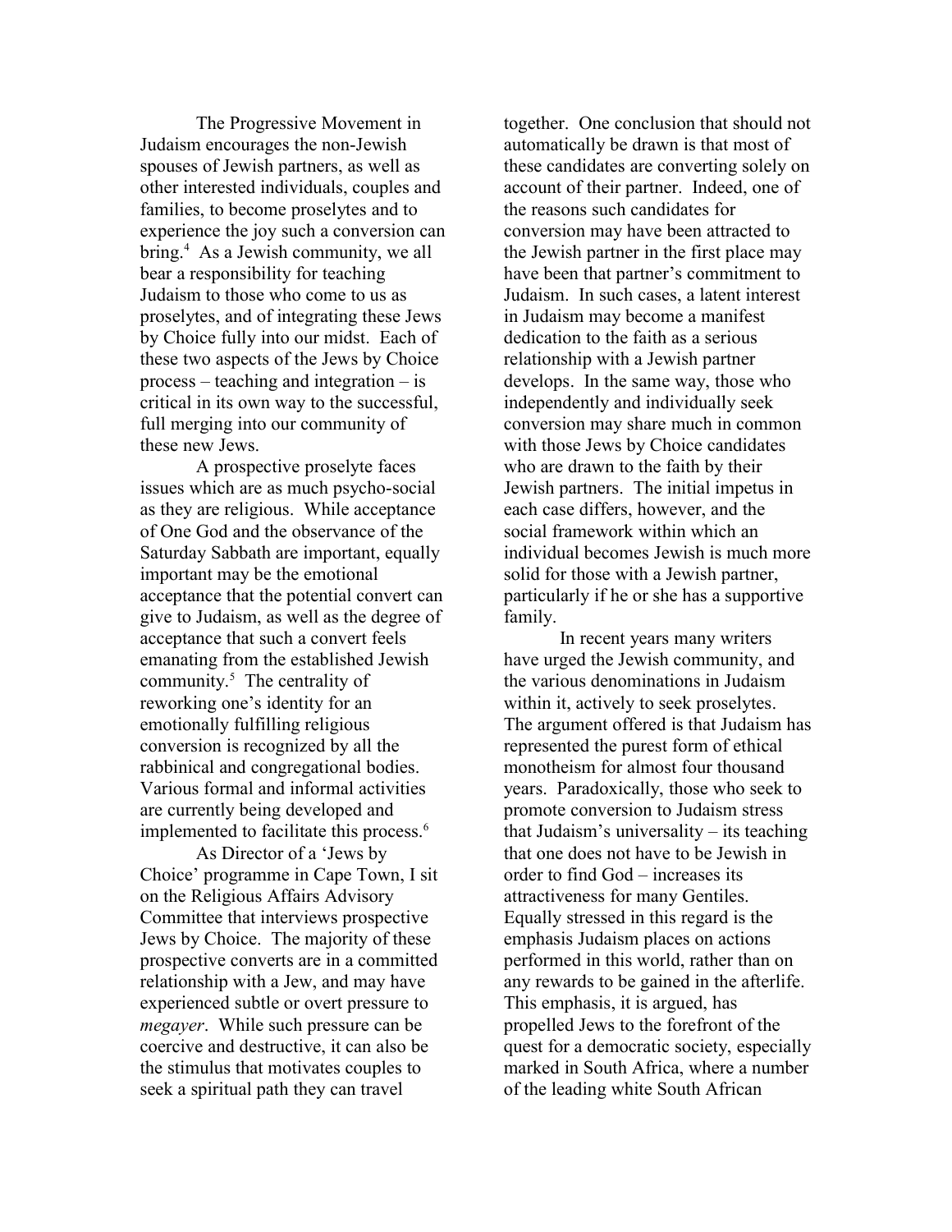The Progressive Movement in Judaism encourages the non-Jewish spouses of Jewish partners, as well as other interested individuals, couples and families, to become proselytes and to experience the joy such a conversion can bring.[4] As a Jewish community, we all bear a responsibility for teaching Judaism to those who come to us as proselytes, and of integrating these Jews by Choice fully into our midst. Each of these two aspects of the Jews by Choice process – teaching and integration – is critical in its own way to the successful, full merging into our community of these new Jews.

A prospective proselyte faces issues which are as much psycho-social as they are religious. While acceptance of One God and the observance of the Saturday Sabbath are important, equally important may be the emotional acceptance that the potential convert can give to Judaism, as well as the degree of acceptance that such a convert feels emanating from the established Jewish community.[5] The centrality of reworking one's identity for an emotionally fulfilling religious conversion is recognized by all the rabbinical and congregational bodies. Various formal and informal activities are currently being developed and implemented to facilitate this process.[6]

As Director of a 'Jews by Choice' programme in Cape Town, I sit on the Religious Affairs Advisory Committee that interviews prospective Jews by Choice. The majority of these prospective converts are in a committed relationship with a Jew, and may have experienced subtle or overt pressure to *megayer*. While such pressure can be coercive and destructive, it can also be the stimulus that motivates couples to seek a spiritual path they can travel together. One conclusion that should not automatically be drawn is that most of these candidates are converting solely on account of their partner. Indeed, one of the reasons such candidates for conversion may have been attracted to the Jewish partner in the first place may have been that partner's commitment to Judaism. In such cases, a latent interest in Judaism may become a manifest dedication to the faith as a serious relationship with a Jewish partner develops. In the same way, those who independently and individually seek conversion may share much in common with those Jews by Choice candidates who are drawn to the faith by their Jewish partners. The initial impetus in each case differs, however, and the social framework within which an individual becomes Jewish is much more solid for those with a Jewish partner, particularly if he or she has a supportive family.

In recent years many writers have urged the Jewish community, and the various denominations in Judaism within it, actively to seek proselytes. The argument offered is that Judaism has represented the purest form of ethical monotheism for almost four thousand years. Paradoxically, those who seek to promote conversion to Judaism stress that Judaism's universality – its teaching that one does not have to be Jewish in order to find God – increases its attractiveness for many Gentiles. Equally stressed in this regard is the emphasis Judaism places on actions performed in this world, rather than on any rewards to be gained in the afterlife. This emphasis, it is argued, has propelled Jews to the forefront of the quest for a democratic society, especially marked in South Africa, where a number of the leading white South African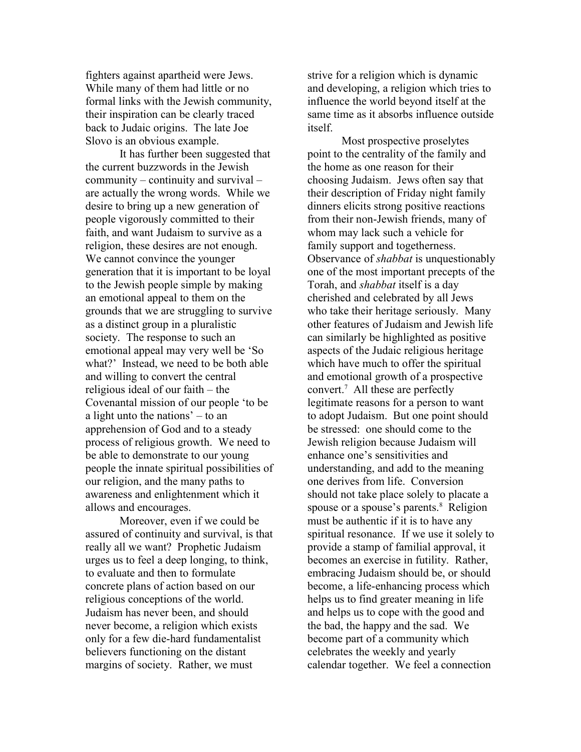fighters against apartheid were Jews. While many of them had little or no formal links with the Jewish community, their inspiration can be clearly traced back to Judaic origins. The late Joe Slovo is an obvious example.

It has further been suggested that the current buzzwords in the Jewish community – continuity and survival – are actually the wrong words. While we desire to bring up a new generation of people vigorously committed to their faith, and want Judaism to survive as a religion, these desires are not enough. We cannot convince the younger generation that it is important to be loyal to the Jewish people simple by making an emotional appeal to them on the grounds that we are struggling to survive as a distinct group in a pluralistic society. The response to such an emotional appeal may very well be 'So what?' Instead, we need to be both able and willing to convert the central religious ideal of our faith – the Covenantal mission of our people 'to be a light unto the nations' – to an apprehension of God and to a steady process of religious growth. We need to be able to demonstrate to our young people the innate spiritual possibilities of our religion, and the many paths to awareness and enlightenment which it allows and encourages.

Moreover, even if we could be assured of continuity and survival, is that really all we want? Prophetic Judaism urges us to feel a deep longing, to think, to evaluate and then to formulate concrete plans of action based on our religious conceptions of the world. Judaism has never been, and should never become, a religion which exists only for a few die-hard fundamentalist believers functioning on the distant margins of society. Rather, we must strive for a religion which is dynamic and developing, a religion which tries to influence the world beyond itself at the same time as it absorbs influence outside itself.

Most prospective proselytes point to the centrality of the family and the home as one reason for their choosing Judaism. Jews often say that their description of Friday night family dinners elicits strong positive reactions from their non-Jewish friends, many of whom may lack such a vehicle for family support and togetherness. Observance of *shabbat* is unquestionably one of the most important precepts of the Torah, and *shabbat* itself is a day cherished and celebrated by all Jews who take their heritage seriously. Many other features of Judaism and Jewish life can similarly be highlighted as positive aspects of the Judaic religious heritage which have much to offer the spiritual and emotional growth of a prospective convert.[7] All these are perfectly legitimate reasons for a person to want to adopt Judaism. But one point should be stressed: one should come to the Jewish religion because Judaism will enhance one's sensitivities and understanding, and add to the meaning one derives from life. Conversion should not take place solely to placate a spouse or a spouse's parents.[8] Religion must be authentic if it is to have any spiritual resonance. If we use it solely to provide a stamp of familial approval, it becomes an exercise in futility. Rather, embracing Judaism should be, or should become, a life-enhancing process which helps us to find greater meaning in life and helps us to cope with the good and the bad, the happy and the sad. We become part of a community which celebrates the weekly and yearly calendar together. We feel a connection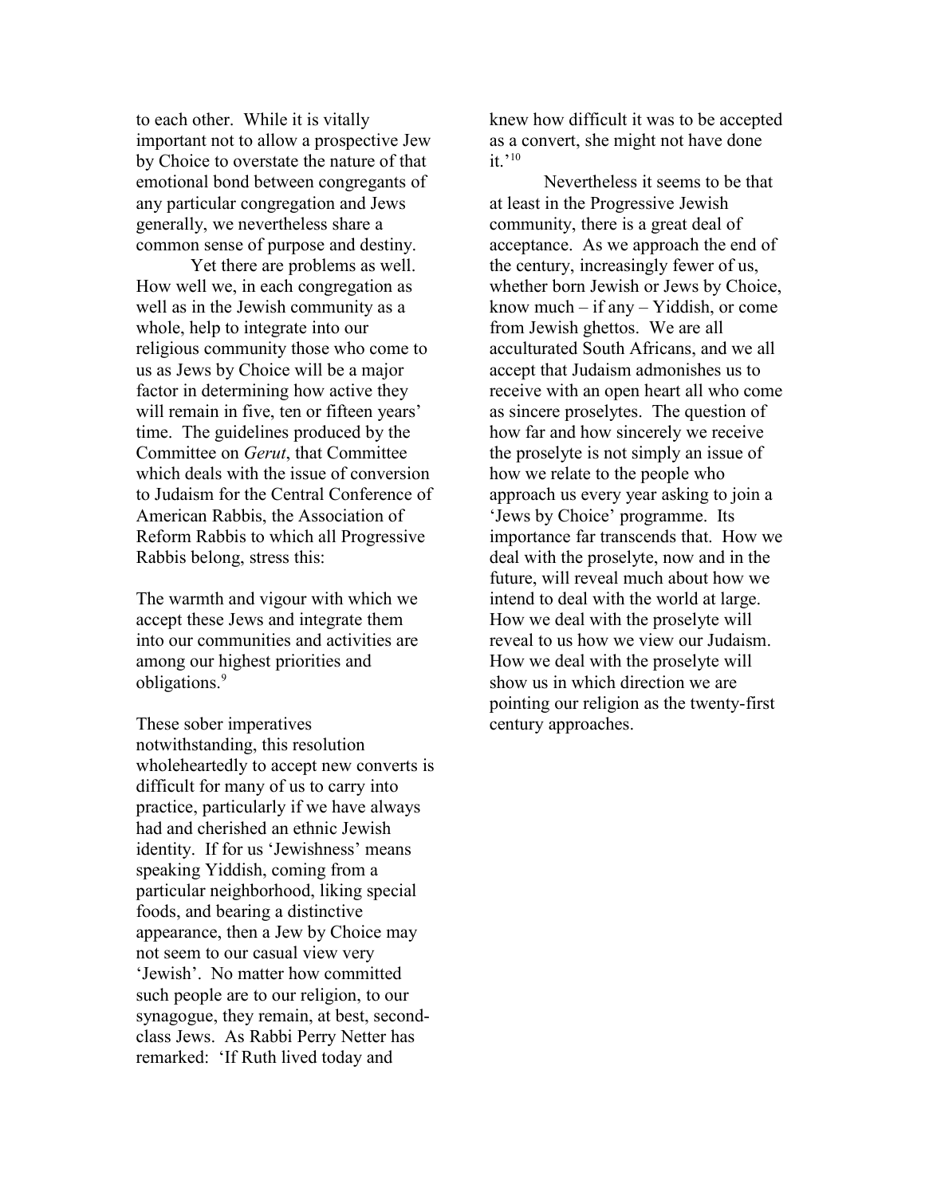to each other. While it is vitally important not to allow a prospective Jew by Choice to overstate the nature of that emotional bond between congregants of any particular congregation and Jews generally, we nevertheless share a common sense of purpose and destiny.

Yet there are problems as well. How well we, in each congregation as well as in the Jewish community as a whole, help to integrate into our religious community those who come to us as Jews by Choice will be a major factor in determining how active they will remain in five, ten or fifteen years' time. The guidelines produced by the Committee on *Gerut*, that Committee which deals with the issue of conversion to Judaism for the Central Conference of American Rabbis, the Association of Reform Rabbis to which all Progressive Rabbis belong, stress this:

> The warmth and vigour with which we accept these Jews and integrate them into our communities and activities are among our highest priorities and obligations.[9]

These sober imperatives notwithstanding, this resolution wholeheartedly to accept new converts is difficult for many of us to carry into practice, particularly if we have always had and cherished an ethnic Jewish identity. If for us 'Jewishness' means speaking Yiddish, coming from a particular neighborhood, liking special foods, and bearing a distinctive appearance, then a Jew by Choice may not seem to our casual view very 'Jewish'. No matter how committed such people are to our religion, to our synagogue, they remain, at best, second-class Jews. As Rabbi Perry Netter has remarked: 'If Ruth lived today and knew how difficult it was to be accepted as a convert, she might not have done it.'[10]

Nevertheless it seems to be that at least in the Progressive Jewish community, there is a great deal of acceptance. As we approach the end of the century, increasingly fewer of us, whether born Jewish or Jews by Choice, know much – if any – Yiddish, or come from Jewish ghettos. We are all acculturated South Africans, and we all accept that Judaism admonishes us to receive with an open heart all who come as sincere proselytes. The question of how far and how sincerely we receive the proselyte is not simply an issue of how we relate to the people who approach us every year asking to join a 'Jews by Choice' programme. Its importance far transcends that. How we deal with the proselyte, now and in the future, will reveal much about how we intend to deal with the world at large. How we deal with the proselyte will reveal to us how we view our Judaism. How we deal with the proselyte will show us in which direction we are pointing our religion as the twenty-first century approaches.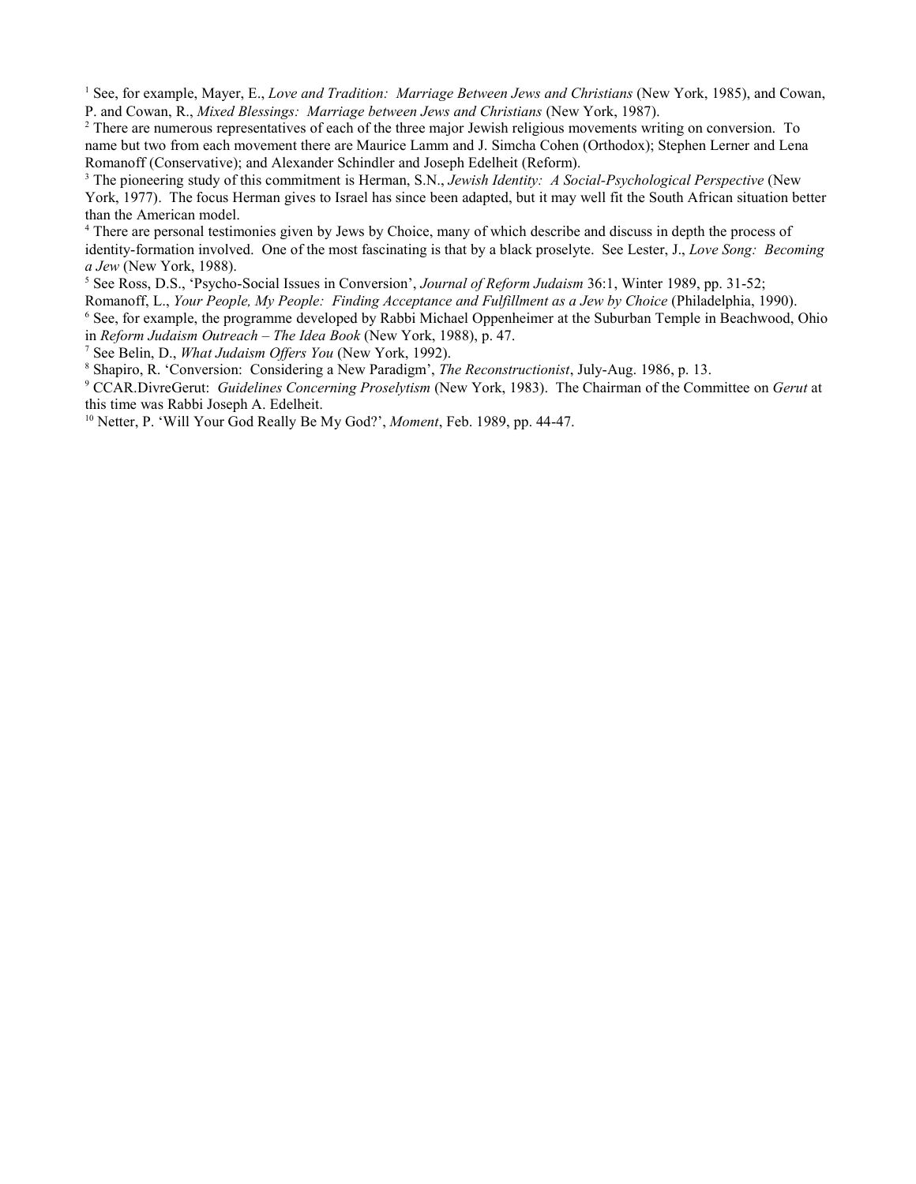[1] See, for example, Mayer, E., *Love and Tradition: Marriage Between Jews and Christians* (New York, 1985), and Cowan, P. and Cowan, R., *Mixed Blessings: Marriage between Jews and Christians* (New York, 1987).

[2] There are numerous representatives of each of the three major Jewish religious movements writing on conversion. To name but two from each movement there are Maurice Lamm and J. Simcha Cohen (Orthodox); Stephen Lerner and Lena Romanoff (Conservative); and Alexander Schindler and Joseph Edelheit (Reform).

[3] The pioneering study of this commitment is Herman, S.N., *Jewish Identity: A Social-Psychological Perspective* (New York, 1977). The focus Herman gives to Israel has since been adapted, but it may well fit the South African situation better than the American model.

[4] There are personal testimonies given by Jews by Choice, many of which describe and discuss in depth the process of identity-formation involved. One of the most fascinating is that by a black proselyte. See Lester, J., *Love Song: Becoming a Jew* (New York, 1988).

[5] See Ross, D.S., 'Psycho-Social Issues in Conversion', *Journal of Reform Judaism* 36:1, Winter 1989, pp. 31-52; Romanoff, L., *Your People, My People: Finding Acceptance and Fulfillment as a Jew by Choice* (Philadelphia, 1990).

[6] See, for example, the programme developed by Rabbi Michael Oppenheimer at the Suburban Temple in Beachwood, Ohio in *Reform Judaism Outreach – The Idea Book* (New York, 1988), p. 47.

[7] See Belin, D., *What Judaism Offers You* (New York, 1992).

[8] Shapiro, R. 'Conversion: Considering a New Paradigm', *The Reconstructionist*, July-Aug. 1986, p. 13.

[9] CCAR.DivreGerut: *Guidelines Concerning Proselytism* (New York, 1983). The Chairman of the Committee on *Gerut* at this time was Rabbi Joseph A. Edelheit.

[10] Netter, P. 'Will Your God Really Be My God?', *Moment*, Feb. 1989, pp. 44-47.